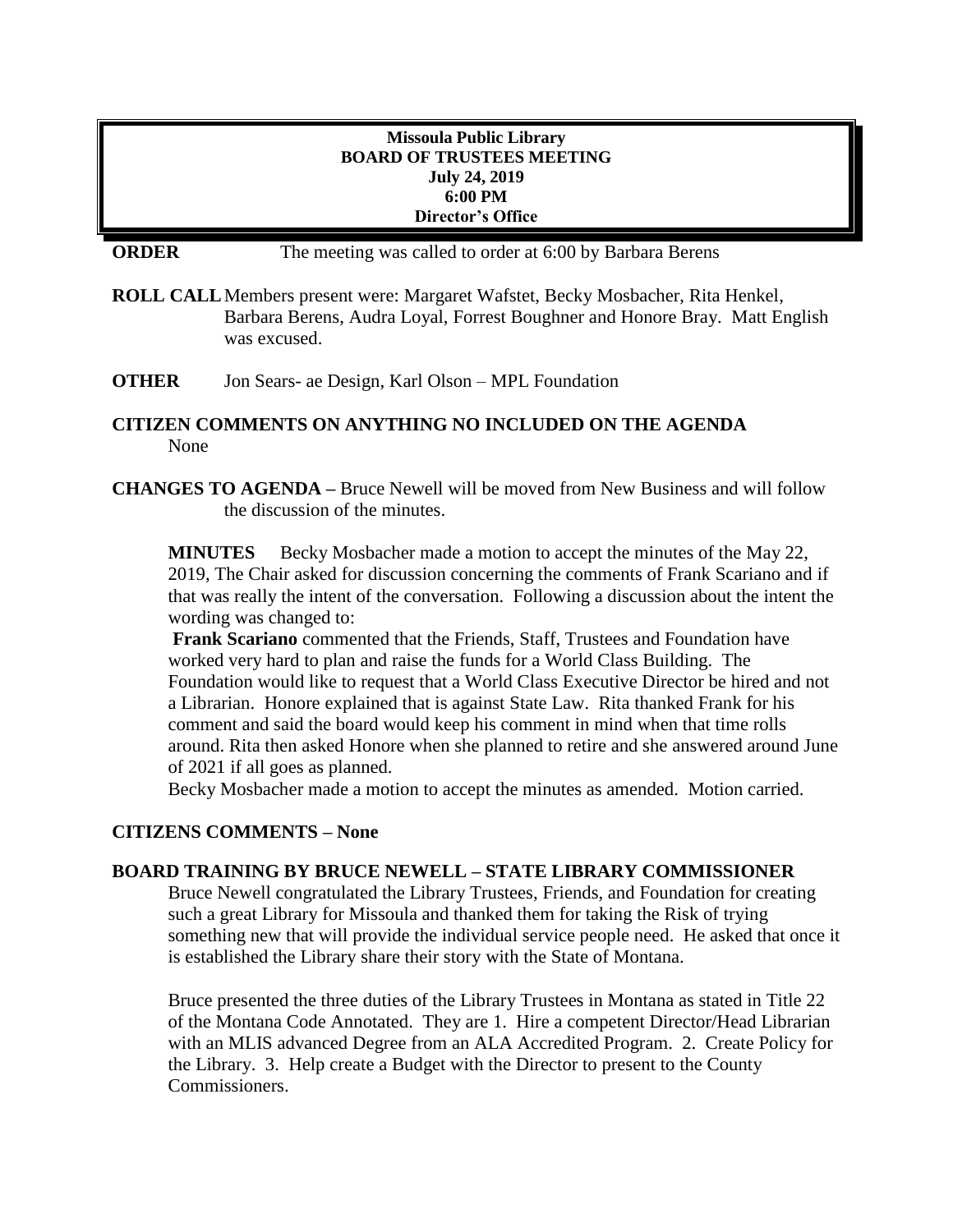**Missoula Public Library**
**BOARD OF TRUSTEES MEETING**
**July 24, 2019**
**6:00 PM**
**Director's Office**

**ORDER** The meeting was called to order at 6:00 by Barbara Berens

**ROLL CALL** Members present were: Margaret Wafstet, Becky Mosbacher, Rita Henkel, Barbara Berens, Audra Loyal, Forrest Boughner and Honore Bray. Matt English was excused.

**OTHER** Jon Sears- ae Design, Karl Olson – MPL Foundation

**CITIZEN COMMENTS ON ANYTHING NO INCLUDED ON THE AGENDA**
None

**CHANGES TO AGENDA –** Bruce Newell will be moved from New Business and will follow the discussion of the minutes.

**MINUTES** Becky Mosbacher made a motion to accept the minutes of the May 22, 2019, The Chair asked for discussion concerning the comments of Frank Scariano and if that was really the intent of the conversation. Following a discussion about the intent the wording was changed to:

**Frank Scariano** commented that the Friends, Staff, Trustees and Foundation have worked very hard to plan and raise the funds for a World Class Building. The Foundation would like to request that a World Class Executive Director be hired and not a Librarian. Honore explained that is against State Law. Rita thanked Frank for his comment and said the board would keep his comment in mind when that time rolls around. Rita then asked Honore when she planned to retire and she answered around June of 2021 if all goes as planned.

Becky Mosbacher made a motion to accept the minutes as amended. Motion carried.

**CITIZENS COMMENTS – None**

**BOARD TRAINING BY BRUCE NEWELL – STATE LIBRARY COMMISSIONER**

Bruce Newell congratulated the Library Trustees, Friends, and Foundation for creating such a great Library for Missoula and thanked them for taking the Risk of trying something new that will provide the individual service people need. He asked that once it is established the Library share their story with the State of Montana.

Bruce presented the three duties of the Library Trustees in Montana as stated in Title 22 of the Montana Code Annotated. They are 1. Hire a competent Director/Head Librarian with an MLIS advanced Degree from an ALA Accredited Program. 2. Create Policy for the Library. 3. Help create a Budget with the Director to present to the County Commissioners.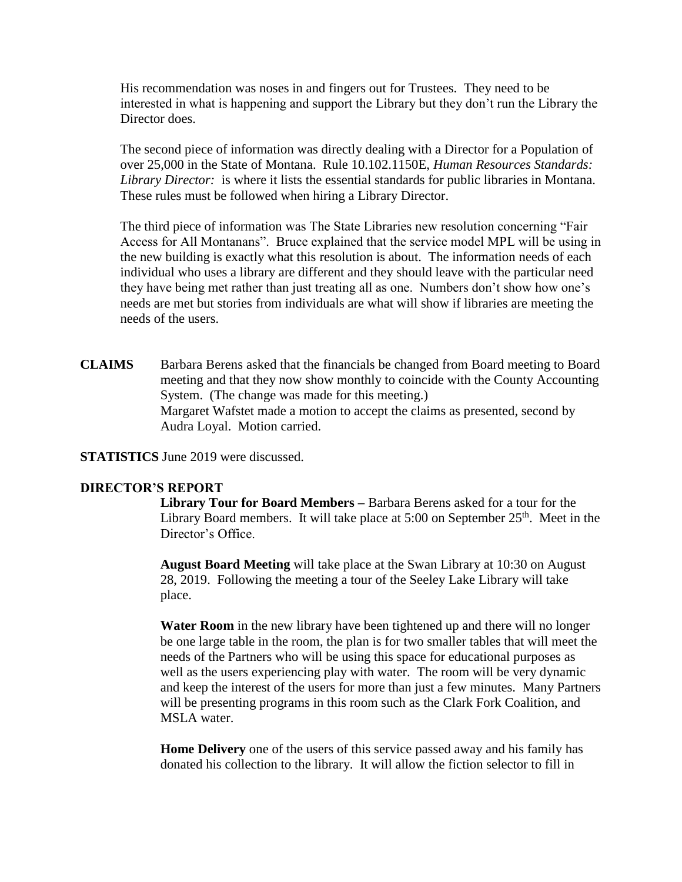His recommendation was noses in and fingers out for Trustees. They need to be interested in what is happening and support the Library but they don't run the Library the Director does.

The second piece of information was directly dealing with a Director for a Population of over 25,000 in the State of Montana. Rule 10.102.1150E, *Human Resources Standards: Library Director:* is where it lists the essential standards for public libraries in Montana. These rules must be followed when hiring a Library Director.

The third piece of information was The State Libraries new resolution concerning "Fair Access for All Montanans". Bruce explained that the service model MPL will be using in the new building is exactly what this resolution is about. The information needs of each individual who uses a library are different and they should leave with the particular need they have being met rather than just treating all as one. Numbers don't show how one's needs are met but stories from individuals are what will show if libraries are meeting the needs of the users.

**CLAIMS** Barbara Berens asked that the financials be changed from Board meeting to Board meeting and that they now show monthly to coincide with the County Accounting System. (The change was made for this meeting.)
Margaret Wafstet made a motion to accept the claims as presented, second by Audra Loyal. Motion carried.

**STATISTICS** June 2019 were discussed.

**DIRECTOR'S REPORT**

**Library Tour for Board Members –** Barbara Berens asked for a tour for the Library Board members. It will take place at 5:00 on September 25th. Meet in the Director's Office.

**August Board Meeting** will take place at the Swan Library at 10:30 on August 28, 2019. Following the meeting a tour of the Seeley Lake Library will take place.

**Water Room** in the new library have been tightened up and there will no longer be one large table in the room, the plan is for two smaller tables that will meet the needs of the Partners who will be using this space for educational purposes as well as the users experiencing play with water. The room will be very dynamic and keep the interest of the users for more than just a few minutes. Many Partners will be presenting programs in this room such as the Clark Fork Coalition, and MSLA water.

**Home Delivery** one of the users of this service passed away and his family has donated his collection to the library. It will allow the fiction selector to fill in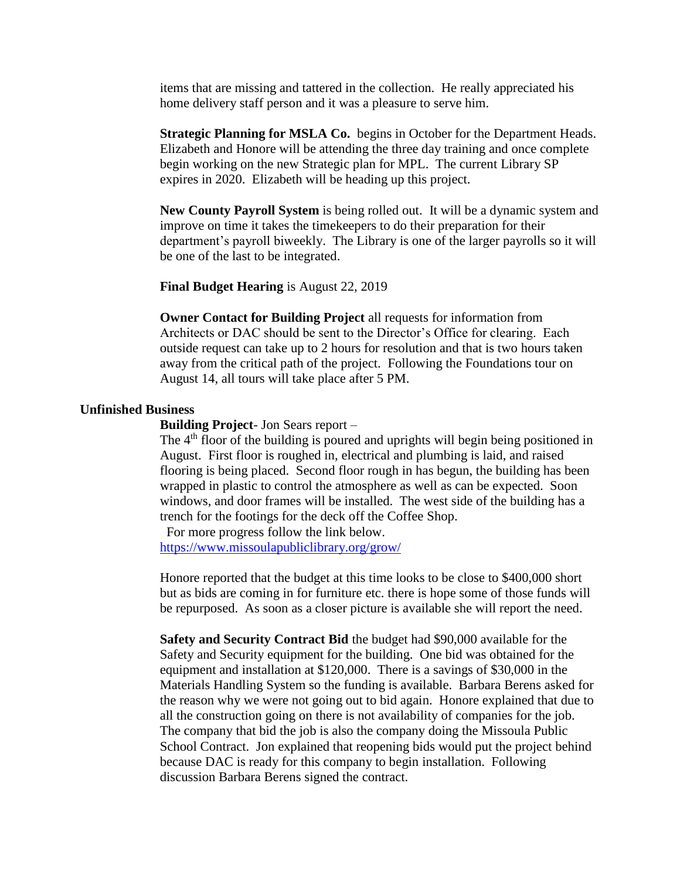items that are missing and tattered in the collection. He really appreciated his home delivery staff person and it was a pleasure to serve him.

**Strategic Planning for MSLA Co.** begins in October for the Department Heads. Elizabeth and Honore will be attending the three day training and once complete begin working on the new Strategic plan for MPL. The current Library SP expires in 2020. Elizabeth will be heading up this project.

**New County Payroll System** is being rolled out. It will be a dynamic system and improve on time it takes the timekeepers to do their preparation for their department's payroll biweekly. The Library is one of the larger payrolls so it will be one of the last to be integrated.

**Final Budget Hearing** is August 22, 2019

**Owner Contact for Building Project** all requests for information from Architects or DAC should be sent to the Director's Office for clearing. Each outside request can take up to 2 hours for resolution and that is two hours taken away from the critical path of the project. Following the Foundations tour on August 14, all tours will take place after 5 PM.

**Unfinished Business**

**Building Project**- Jon Sears report –

The 4th floor of the building is poured and uprights will begin being positioned in August. First floor is roughed in, electrical and plumbing is laid, and raised flooring is being placed. Second floor rough in has begun, the building has been wrapped in plastic to control the atmosphere as well as can be expected. Soon windows, and door frames will be installed. The west side of the building has a trench for the footings for the deck off the Coffee Shop.

For more progress follow the link below.
https://www.missoulapubliclibrary.org/grow/

Honore reported that the budget at this time looks to be close to $400,000 short but as bids are coming in for furniture etc. there is hope some of those funds will be repurposed. As soon as a closer picture is available she will report the need.

**Safety and Security Contract Bid** the budget had $90,000 available for the Safety and Security equipment for the building. One bid was obtained for the equipment and installation at $120,000. There is a savings of $30,000 in the Materials Handling System so the funding is available. Barbara Berens asked for the reason why we were not going out to bid again. Honore explained that due to all the construction going on there is not availability of companies for the job. The company that bid the job is also the company doing the Missoula Public School Contract. Jon explained that reopening bids would put the project behind because DAC is ready for this company to begin installation. Following discussion Barbara Berens signed the contract.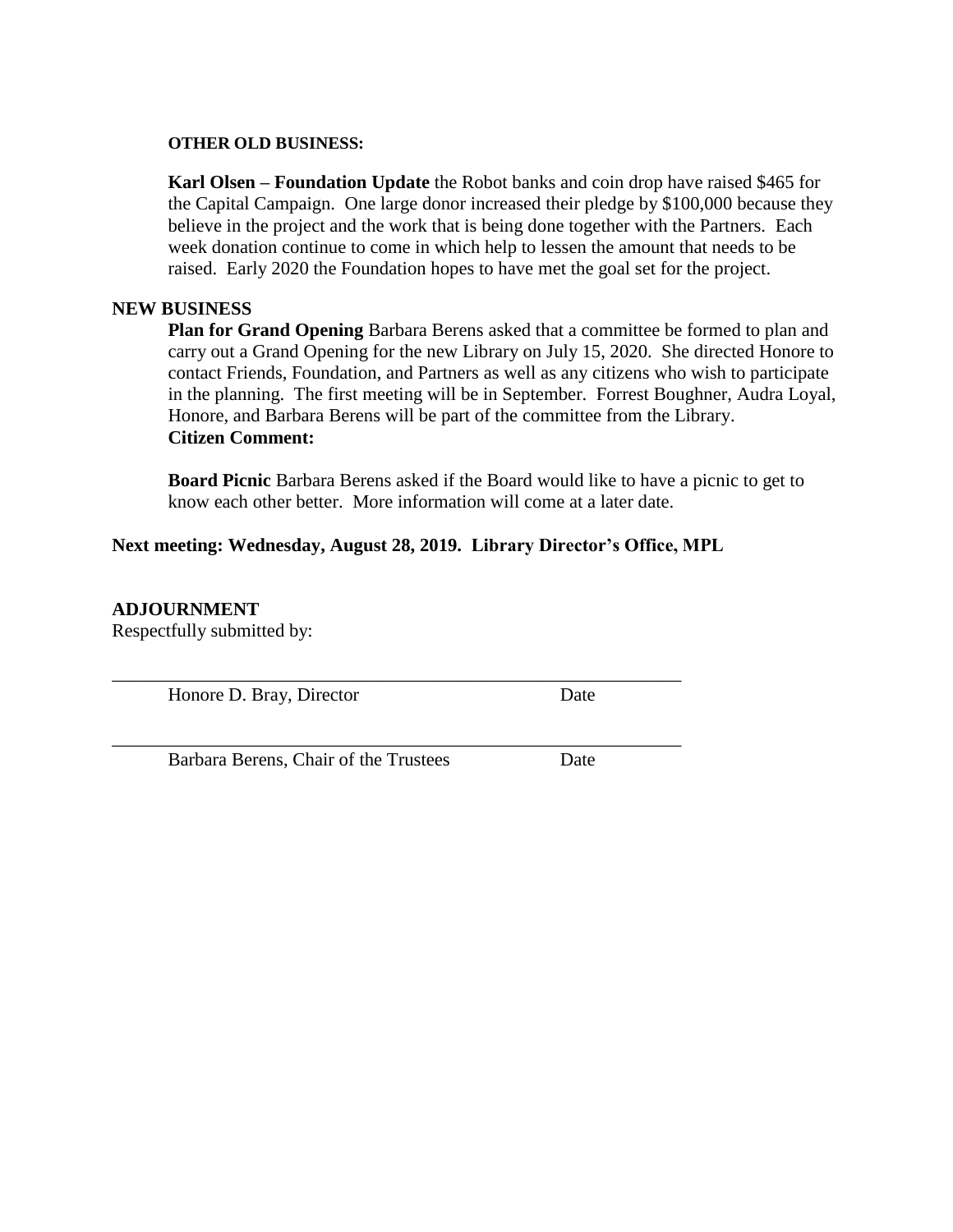**OTHER OLD BUSINESS:**

**Karl Olsen – Foundation Update** the Robot banks and coin drop have raised $465 for the Capital Campaign. One large donor increased their pledge by $100,000 because they believe in the project and the work that is being done together with the Partners. Each week donation continue to come in which help to lessen the amount that needs to be raised. Early 2020 the Foundation hopes to have met the goal set for the project.

**NEW BUSINESS**

**Plan for Grand Opening** Barbara Berens asked that a committee be formed to plan and carry out a Grand Opening for the new Library on July 15, 2020. She directed Honore to contact Friends, Foundation, and Partners as well as any citizens who wish to participate in the planning. The first meeting will be in September. Forrest Boughner, Audra Loyal, Honore, and Barbara Berens will be part of the committee from the Library.

**Citizen Comment:**

**Board Picnic** Barbara Berens asked if the Board would like to have a picnic to get to know each other better. More information will come at a later date.

**Next meeting: Wednesday, August 28, 2019. Library Director's Office, MPL**

**ADJOURNMENT**

Respectfully submitted by:

\_\_\_\_\_\_\_\_\_\_\_\_\_\_\_\_\_\_\_\_\_\_\_\_\_\_\_\_\_\_\_\_\_\_\_\_\_\_\_\_\_\_\_\_\_\_\_\_\_\_\_\_\_\_\_\_\_\_\_\_

Honore D. Bray, Director Date

\_\_\_\_\_\_\_\_\_\_\_\_\_\_\_\_\_\_\_\_\_\_\_\_\_\_\_\_\_\_\_\_\_\_\_\_\_\_\_\_\_\_\_\_\_\_\_\_\_\_\_\_\_\_\_\_\_\_\_\_

Barbara Berens, Chair of the Trustees Date